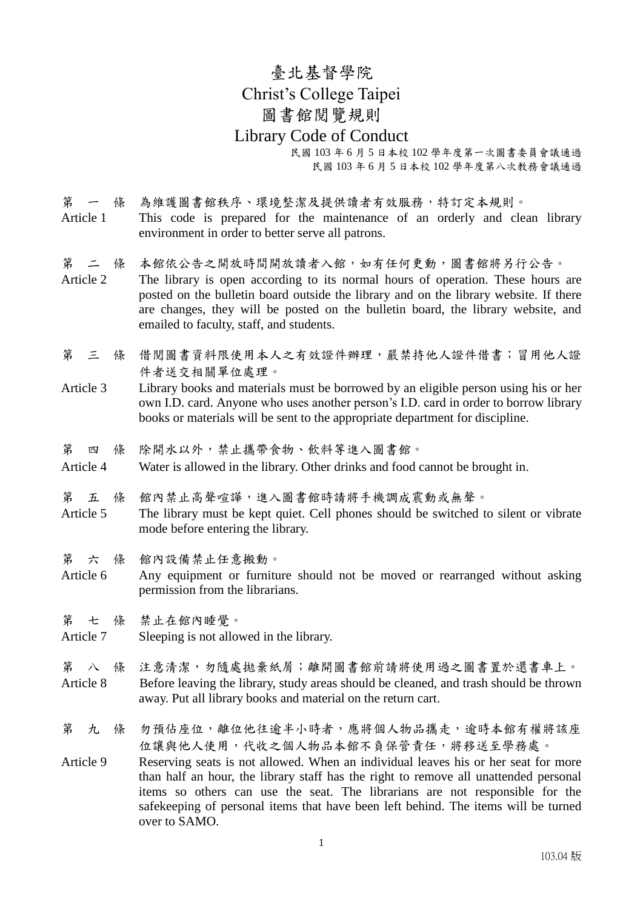# 臺北基督學院
# Christ's College Taipei
# 圖書館閱覽規則
# Library Code of Conduct

民國 103 年 6 月 5 日本校 102 學年度第一次圖書委員會議通過
民國 103 年 6 月 5 日本校 102 學年度第八次教務會議通過

第 一 條　為維護圖書館秩序、環境整潔及提供讀者有效服務，特訂定本規則。

Article 1　This code is prepared for the maintenance of an orderly and clean library environment in order to better serve all patrons.

第 二 條　本館依公告之開放時間開放讀者入館，如有任何更動，圖書館將另行公告。

Article 2　The library is open according to its normal hours of operation. These hours are posted on the bulletin board outside the library and on the library website. If there are changes, they will be posted on the bulletin board, the library website, and emailed to faculty, staff, and students.

第 三 條　借閱圖書資料限使用本人之有效證件辦理，嚴禁持他人證件借書；冒用他人證件者送交相關單位處理。

Article 3　Library books and materials must be borrowed by an eligible person using his or her own I.D. card. Anyone who uses another person's I.D. card in order to borrow library books or materials will be sent to the appropriate department for discipline.

第 四 條　除開水以外，禁止攜帶食物、飲料等進入圖書館。

Article 4　Water is allowed in the library. Other drinks and food cannot be brought in.

第 五 條　館內禁止高聲喧譁，進入圖書館時請將手機調成震動或無聲。

Article 5　The library must be kept quiet. Cell phones should be switched to silent or vibrate mode before entering the library.

第 六 條　館內設備禁止任意搬動。

Article 6　Any equipment or furniture should not be moved or rearranged without asking permission from the librarians.

第 七 條　禁止在館內睡覺。

Article 7　Sleeping is not allowed in the library.

第 八 條　注意清潔，勿隨處拋棄紙屑；離開圖書館前請將使用過之圖書置於還書車上。

Article 8　Before leaving the library, study areas should be cleaned, and trash should be thrown away. Put all library books and material on the return cart.

第 九 條　勿預佔座位，離位他往逾半小時者，應將個人物品攜走，逾時本館有權將該座位讓與他人使用，代收之個人物品本館不負保管責任，將移送至學務處。

Article 9　Reserving seats is not allowed. When an individual leaves his or her seat for more than half an hour, the library staff has the right to remove all unattended personal items so others can use the seat. The librarians are not responsible for the safekeeping of personal items that have been left behind. The items will be turned over to SAMO.

103.04 版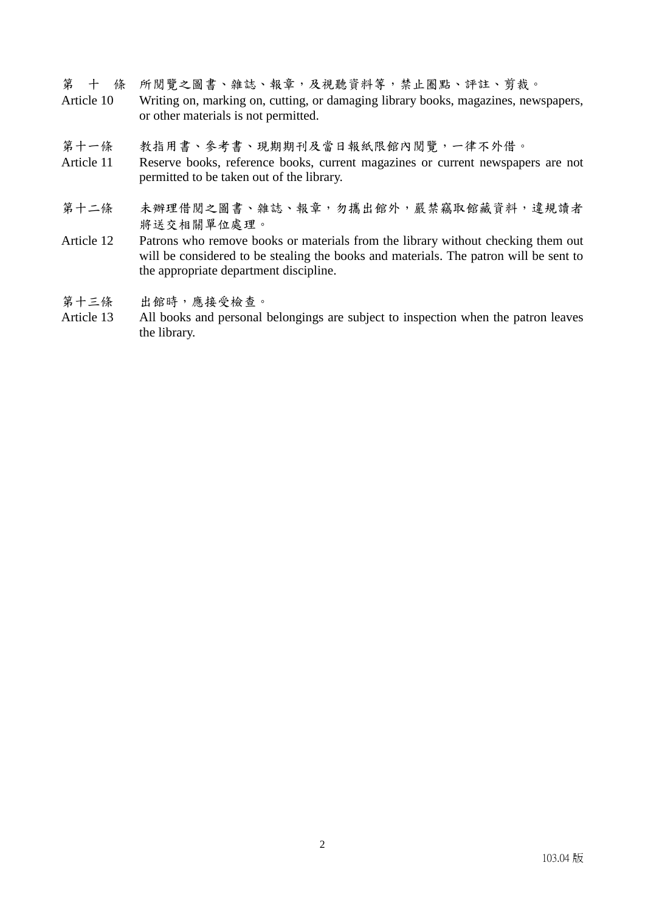第　十　條　所閱覽之圖書、雜誌、報章，及視聽資料等，禁止圈點、評註、剪裁。

Article 10　Writing on, marking on, cutting, or damaging library books, magazines, newspapers, or other materials is not permitted.

第十一條　教指用書、參考書、現期期刊及當日報紙限館內閱覽，一律不外借。

Article 11　Reserve books, reference books, current magazines or current newspapers are not permitted to be taken out of the library.

第十二條　未辦理借閱之圖書、雜誌、報章，勿攜出館外，嚴禁竊取館藏資料，違規讀者將送交相關單位處理。

Article 12　Patrons who remove books or materials from the library without checking them out will be considered to be stealing the books and materials. The patron will be sent to the appropriate department discipline.

第十三條　出館時，應接受檢查。

Article 13　All books and personal belongings are subject to inspection when the patron leaves the library.

103.04 版